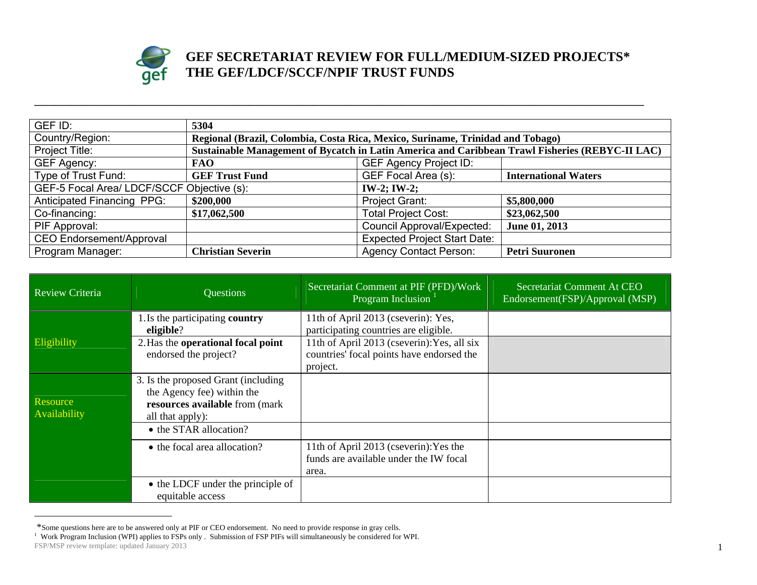# GEF SECRETARIAT REVIEW FOR FULL/MEDIUM-SIZED PROJECTS*
# THE GEF/LDCF/SCCF/NPIF TRUST FUNDS

| GEF ID: | 5304 | | |
|---|---|---|---|
| Country/Region: | Regional (Brazil, Colombia, Costa Rica, Mexico, Suriname, Trinidad and Tobago) | | |
| Project Title: | Sustainable Management of Bycatch in Latin America and Caribbean Trawl Fisheries (REBYC-II LAC) | | |
| GEF Agency: | FAO | GEF Agency Project ID: | |
| Type of Trust Fund: | GEF Trust Fund | GEF Focal Area (s): | International Waters |
| GEF-5 Focal Area/ LDCF/SCCF Objective (s): | | IW-2; IW-2; | |
| Anticipated Financing PPG: | $200,000 | Project Grant: | $5,800,000 |
| Co-financing: | $17,062,500 | Total Project Cost: | $23,062,500 |
| PIF Approval: | | Council Approval/Expected: | June 01, 2013 |
| CEO Endorsement/Approval | | Expected Project Start Date: | |
| Program Manager: | Christian Severin | Agency Contact Person: | Petri Suuronen |

| Review Criteria | Questions | Secretariat Comment at PIF (PFD)/Work Program Inclusion [1] | Secretariat Comment At CEO Endorsement(FSP)/Approval (MSP) |
|---|---|---|---|
| Eligibility | 1. Is the participating **country eligible**? | 11th of April 2013 (cseverin): Yes, participating countries are eligible. | |
| | 2. Has the **operational focal point** endorsed the project? | 11th of April 2013 (cseverin):Yes, all six countries' focal points have endorsed the project. | |
| Resource Availability | 3. Is the proposed Grant (including the Agency fee) within the **resources available** from (mark all that apply): | | |
| | • the STAR allocation? | | |
| | • the focal area allocation? | 11th of April 2013 (cseverin):Yes the funds are available under the IW focal area. | |
| | • the LDCF under the principle of equitable access | | |

*Some questions here are to be answered only at PIF or CEO endorsement. No need to provide response in gray cells.

[1] Work Program Inclusion (WPI) applies to FSPs only . Submission of FSP PIFs will simultaneously be considered for WPI.

FSP/MSP review template: updated January 2013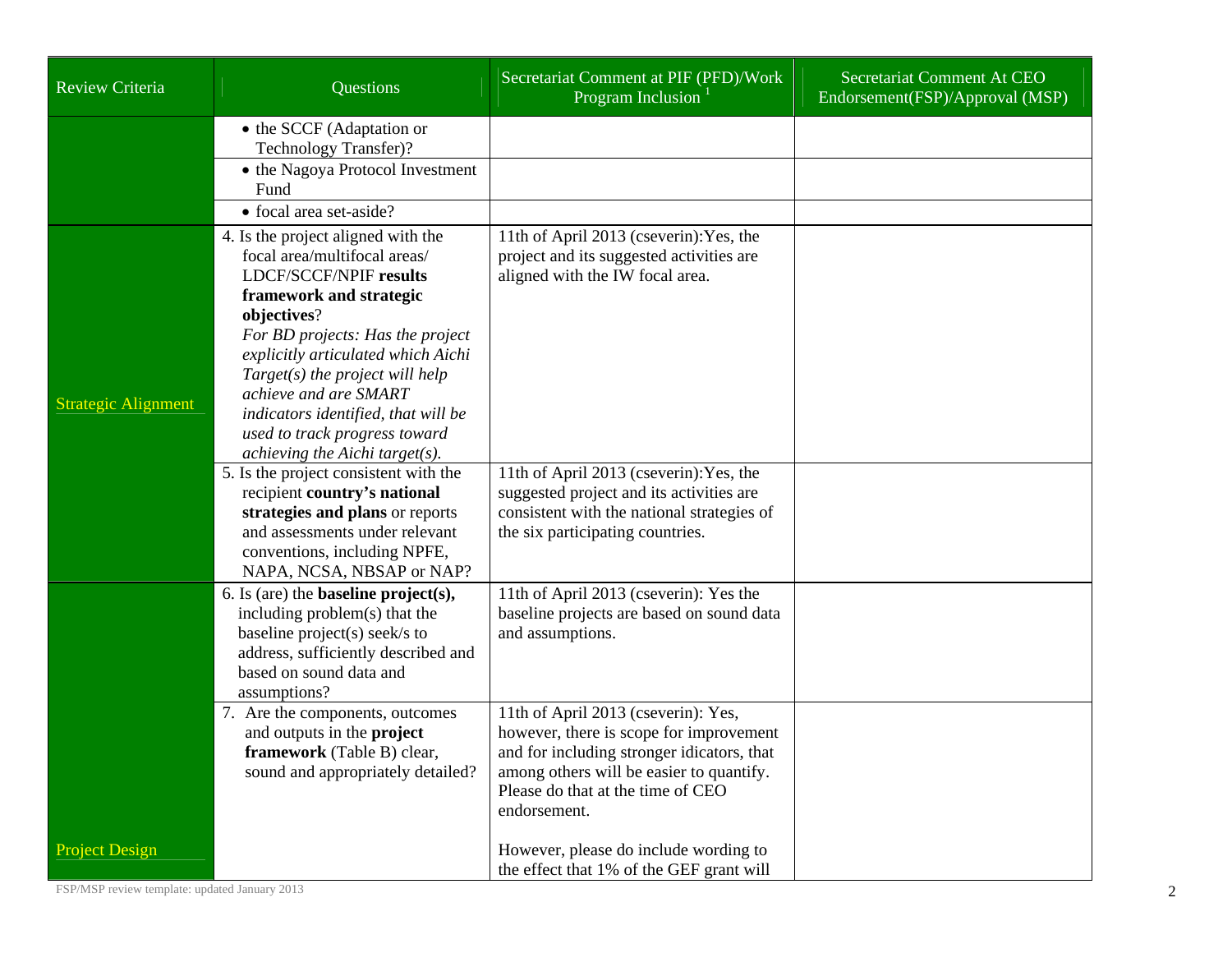| Review Criteria | Questions | Secretariat Comment at PIF (PFD)/Work Program Inclusion [1] | Secretariat Comment At CEO Endorsement(FSP)/Approval (MSP) |
|---|---|---|---|
| | • the SCCF (Adaptation or Technology Transfer)? | | |
| | • the Nagoya Protocol Investment Fund | | |
| | • focal area set-aside? | | |
| Strategic Alignment | 4. Is the project aligned with the focal area/multifocal areas/ LDCF/SCCF/NPIF **results framework and strategic objectives**? *For BD projects: Has the project explicitly articulated which Aichi Target(s) the project will help achieve and are SMART indicators identified, that will be used to track progress toward achieving the Aichi target(s).* | 11th of April 2013 (cseverin):Yes, the project and its suggested activities are aligned with the IW focal area. | |
| | 5. Is the project consistent with the recipient **country's national strategies and plans** or reports and assessments under relevant conventions, including NPFE, NAPA, NCSA, NBSAP or NAP? | 11th of April 2013 (cseverin):Yes, the suggested project and its activities are consistent with the national strategies of the six participating countries. | |
| Project Design | 6. Is (are) the **baseline project(s),** including problem(s) that the baseline project(s) seek/s to address, sufficiently described and based on sound data and assumptions? | 11th of April 2013 (cseverin): Yes the baseline projects are based on sound data and assumptions. | |
| | 7. Are the components, outcomes and outputs in the **project framework** (Table B) clear, sound and appropriately detailed? | 11th of April 2013 (cseverin): Yes, however, there is scope for improvement and for including stronger indicators, that among others will be easier to quantify. Please do that at the time of CEO endorsement.<br><br>However, please do include wording to the effect that 1% of the GEF grant will | |

FSP/MSP review template: updated January 2013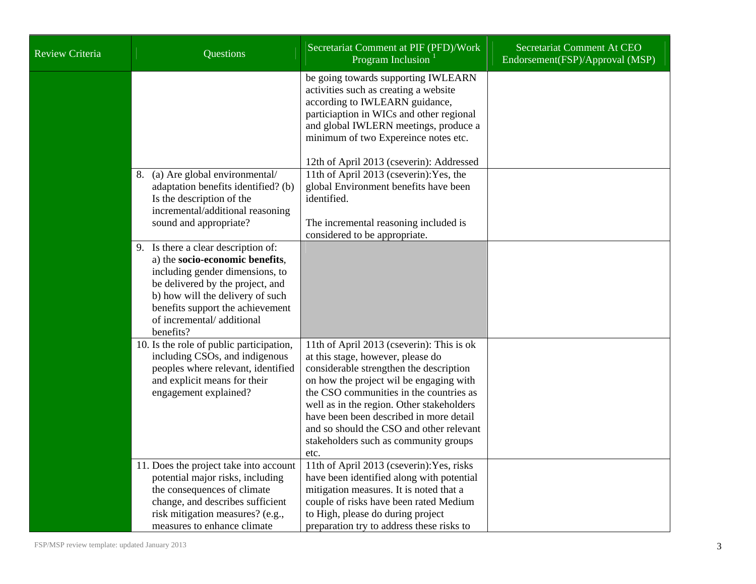| Review Criteria | Questions | Secretariat Comment at PIF (PFD)/Work Program Inclusion [1] | Secretariat Comment At CEO Endorsement(FSP)/Approval (MSP) |
|---|---|---|---|
| | | be going towards supporting IWLEARN activities such as creating a website according to IWLEARN guidance, particiaption in WICs and other regional and global IWLERN meetings, produce a minimum of two Expereince notes etc.<br><br>12th of April 2013 (cseverin): Addressed | |
| | 8. (a) Are global environmental/ adaptation benefits identified? (b) Is the description of the incremental/additional reasoning sound and appropriate? | 11th of April 2013 (cseverin):Yes, the global Environment benefits have been identified.<br><br>The incremental reasoning included is considered to be appropriate. | |
| | 9. Is there a clear description of: a) the **socio-economic benefits**, including gender dimensions, to be delivered by the project, and b) how will the delivery of such benefits support the achievement of incremental/ additional benefits? | | |
| | 10. Is the role of public participation, including CSOs, and indigenous peoples where relevant, identified and explicit means for their engagement explained? | 11th of April 2013 (cseverin): This is ok at this stage, however, please do considerable strengthen the description on how the project wil be engaging with the CSO communities in the countries as well as in the region. Other stakeholders have been been described in more detail and so should the CSO and other relevant stakeholders such as community groups etc. | |
| | 11. Does the project take into account potential major risks, including the consequences of climate change, and describes sufficient risk mitigation measures? (e.g., measures to enhance climate | 11th of April 2013 (cseverin):Yes, risks have been identified along with potential mitigation measures. It is noted that a couple of risks have been rated Medium to High, please do during project preparation try to address these risks to | |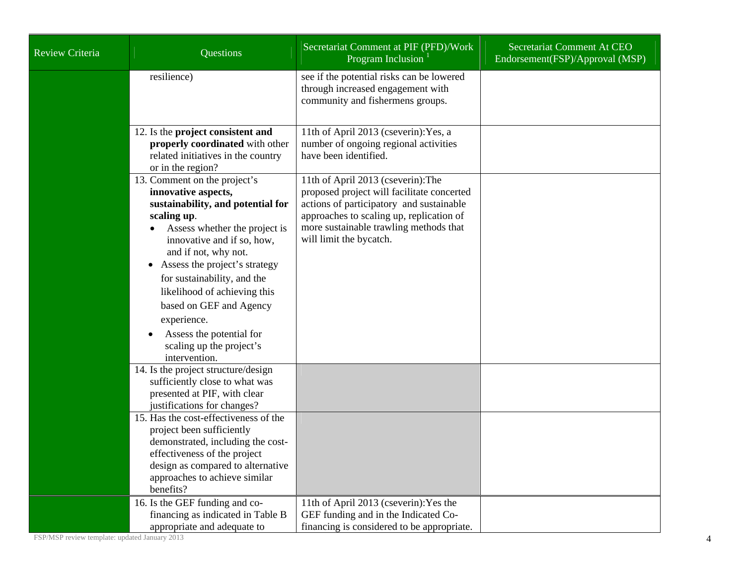| Review Criteria | Questions | Secretariat Comment at PIF (PFD)/Work Program Inclusion [1] | Secretariat Comment At CEO Endorsement(FSP)/Approval (MSP) |
|---|---|---|---|
| | resilience) | see if the potential risks can be lowered through increased engagement with community and fishermens groups. | |
| | 12. Is the **project consistent and properly coordinated** with other related initiatives in the country or in the region? | 11th of April 2013 (cseverin):Yes, a number of ongoing regional activities have been identified. | |
| | 13. Comment on the project's **innovative aspects, sustainability, and potential for scaling up**. <br>• Assess whether the project is innovative and if so, how, and if not, why not. <br>• Assess the project's strategy for sustainability, and the likelihood of achieving this based on GEF and Agency experience. <br>• Assess the potential for scaling up the project's intervention. | 11th of April 2013 (cseverin):The proposed project will facilitate concerted actions of participatory and sustainable approaches to scaling up, replication of more sustainable trawling methods that will limit the bycatch. | |
| | 14. Is the project structure/design sufficiently close to what was presented at PIF, with clear justifications for changes? | | |
| | 15. Has the cost-effectiveness of the project been sufficiently demonstrated, including the cost-effectiveness of the project design as compared to alternative approaches to achieve similar benefits? | | |
| | 16. Is the GEF funding and co-financing as indicated in Table B appropriate and adequate to | 11th of April 2013 (cseverin):Yes the GEF funding and in the Indicated Co-financing is considered to be appropriate. | |

FSP/MSP review template: updated January 2013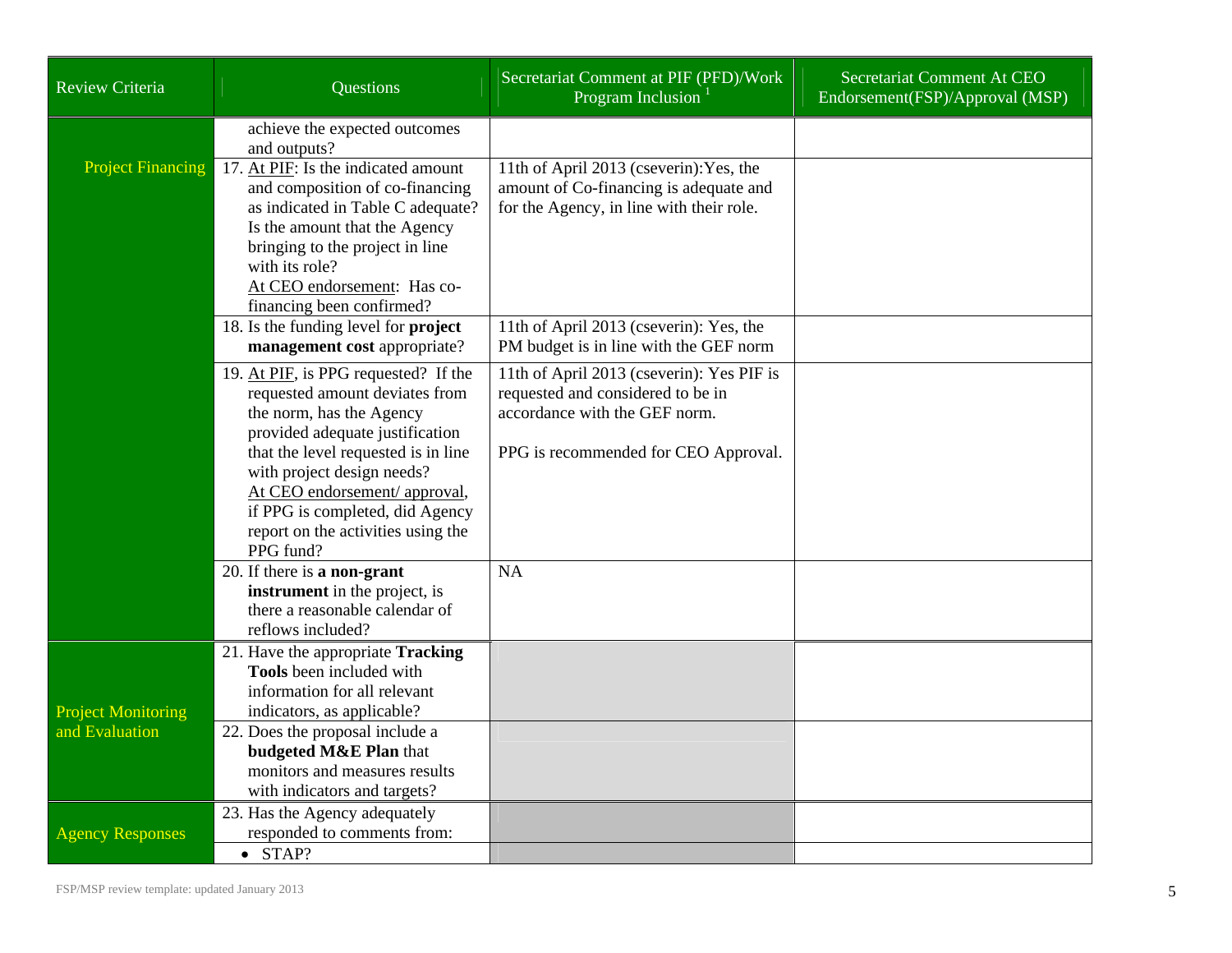| Review Criteria | Questions | Secretariat Comment at PIF (PFD)/Work Program Inclusion [1] | Secretariat Comment At CEO Endorsement(FSP)/Approval (MSP) |
|---|---|---|---|
| | achieve the expected outcomes and outputs? | | |
| Project Financing | 17. At PIF: Is the indicated amount and composition of co-financing as indicated in Table C adequate? Is the amount that the Agency bringing to the project in line with its role? At CEO endorsement: Has co-financing been confirmed? | 11th of April 2013 (cseverin):Yes, the amount of Co-financing is adequate and for the Agency, in line with their role. | |
| | 18. Is the funding level for **project management cost** appropriate? | 11th of April 2013 (cseverin): Yes, the PM budget is in line with the GEF norm | |
| | 19. At PIF, is PPG requested? If the requested amount deviates from the norm, has the Agency provided adequate justification that the level requested is in line with project design needs? At CEO endorsement/ approval, if PPG is completed, did Agency report on the activities using the PPG fund? | 11th of April 2013 (cseverin): Yes PIF is requested and considered to be in accordance with the GEF norm.<br><br>PPG is recommended for CEO Approval. | |
| | 20. If there is **a non-grant instrument** in the project, is there a reasonable calendar of reflows included? | NA | |
| Project Monitoring and Evaluation | 21. Have the appropriate **Tracking Tools** been included with information for all relevant indicators, as applicable? | | |
| | 22. Does the proposal include a **budgeted M&E Plan** that monitors and measures results with indicators and targets? | | |
| Agency Responses | 23. Has the Agency adequately responded to comments from: | | |
| | • STAP? | | |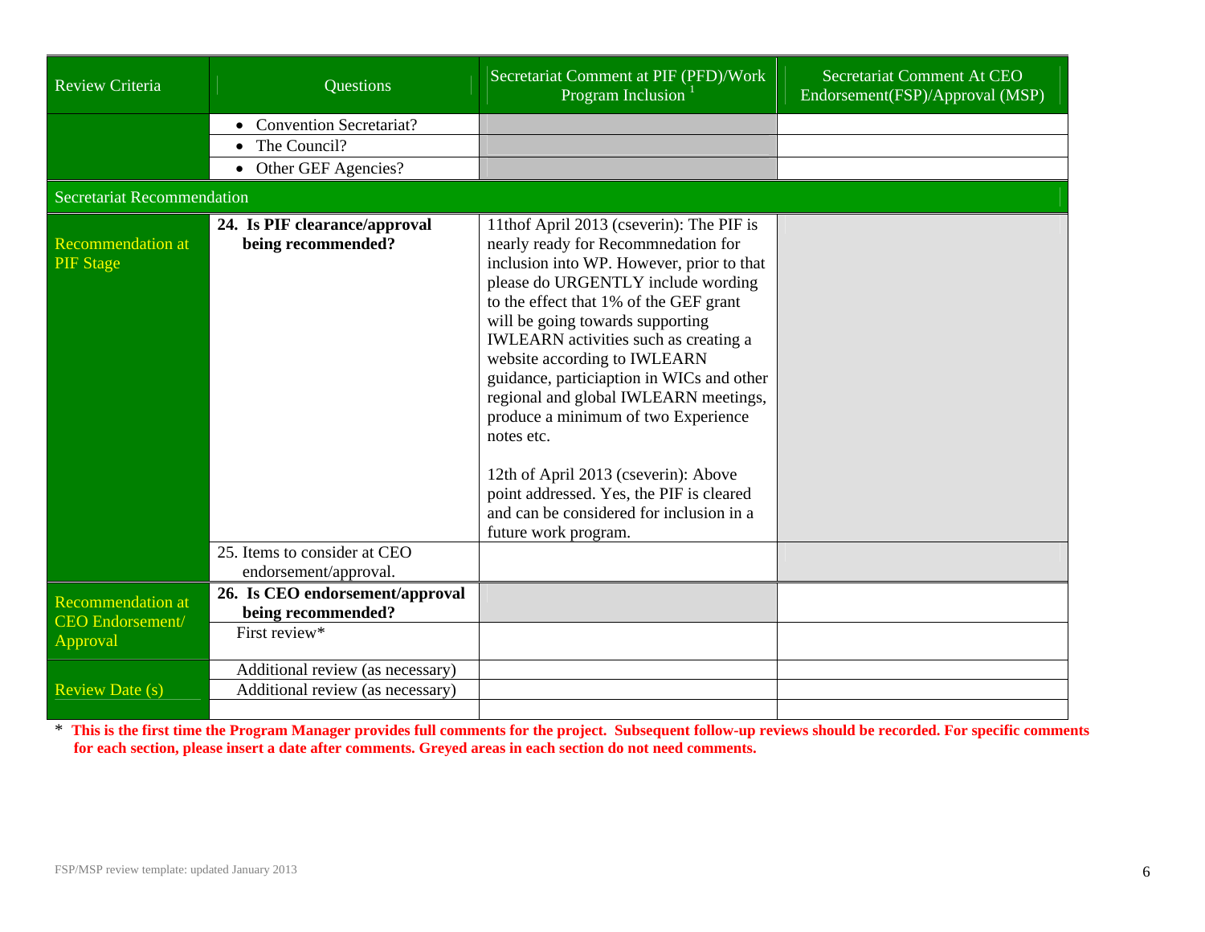| Review Criteria | Questions | Secretariat Comment at PIF (PFD)/Work Program Inclusion [1] | Secretariat Comment At CEO Endorsement(FSP)/Approval (MSP) |
|---|---|---|---|
| | • Convention Secretariat? | | |
| | • The Council? | | |
| | • Other GEF Agencies? | | |
| Secretariat Recommendation | | | |
| Recommendation at PIF Stage | **24. Is PIF clearance/approval being recommended?** | 11thof April 2013 (cseverin): The PIF is nearly ready for Recommnedation for inclusion into WP. However, prior to that please do URGENTLY include wording to the effect that 1% of the GEF grant will be going towards supporting IWLEARN activities such as creating a website according to IWLEARN guidance, particiaption in WICs and other regional and global IWLEARN meetings, produce a minimum of two Experience notes etc.<br><br>12th of April 2013 (cseverin): Above point addressed. Yes, the PIF is cleared and can be considered for inclusion in a future work program. | |
| | 25. Items to consider at CEO endorsement/approval. | | |
| Recommendation at CEO Endorsement/ Approval | **26. Is CEO endorsement/approval being recommended?** | | |
| | First review* | | |
| Review Date (s) | Additional review (as necessary) | | |
| | Additional review (as necessary) | | |
| | | | |

\* **This is the first time the Program Manager provides full comments for the project. Subsequent follow-up reviews should be recorded. For specific comments for each section, please insert a date after comments. Greyed areas in each section do not need comments.**